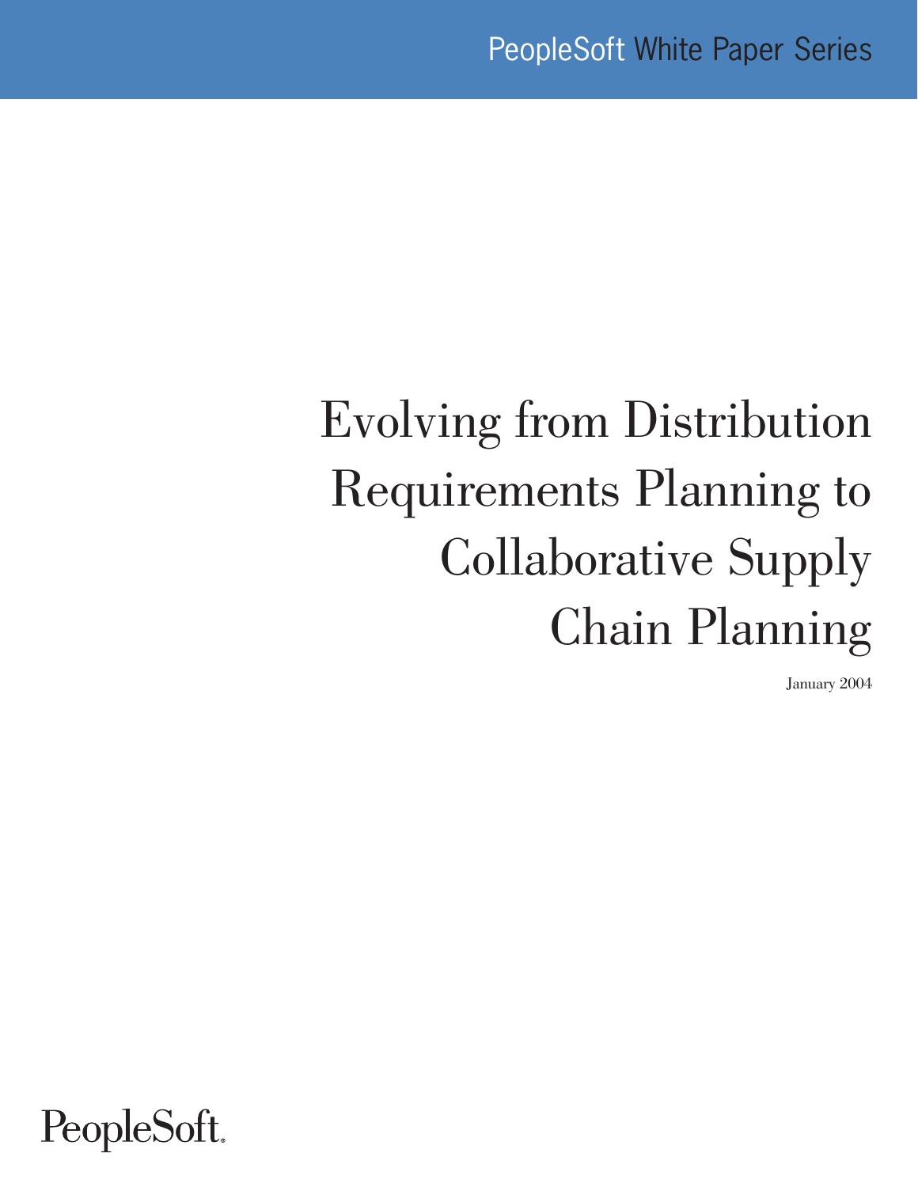PeopleSoft White Paper Series

# Evolving from Distribution Requirements Planning to Collaborative Supply Chain Planning

January 2004

PeopleSoft.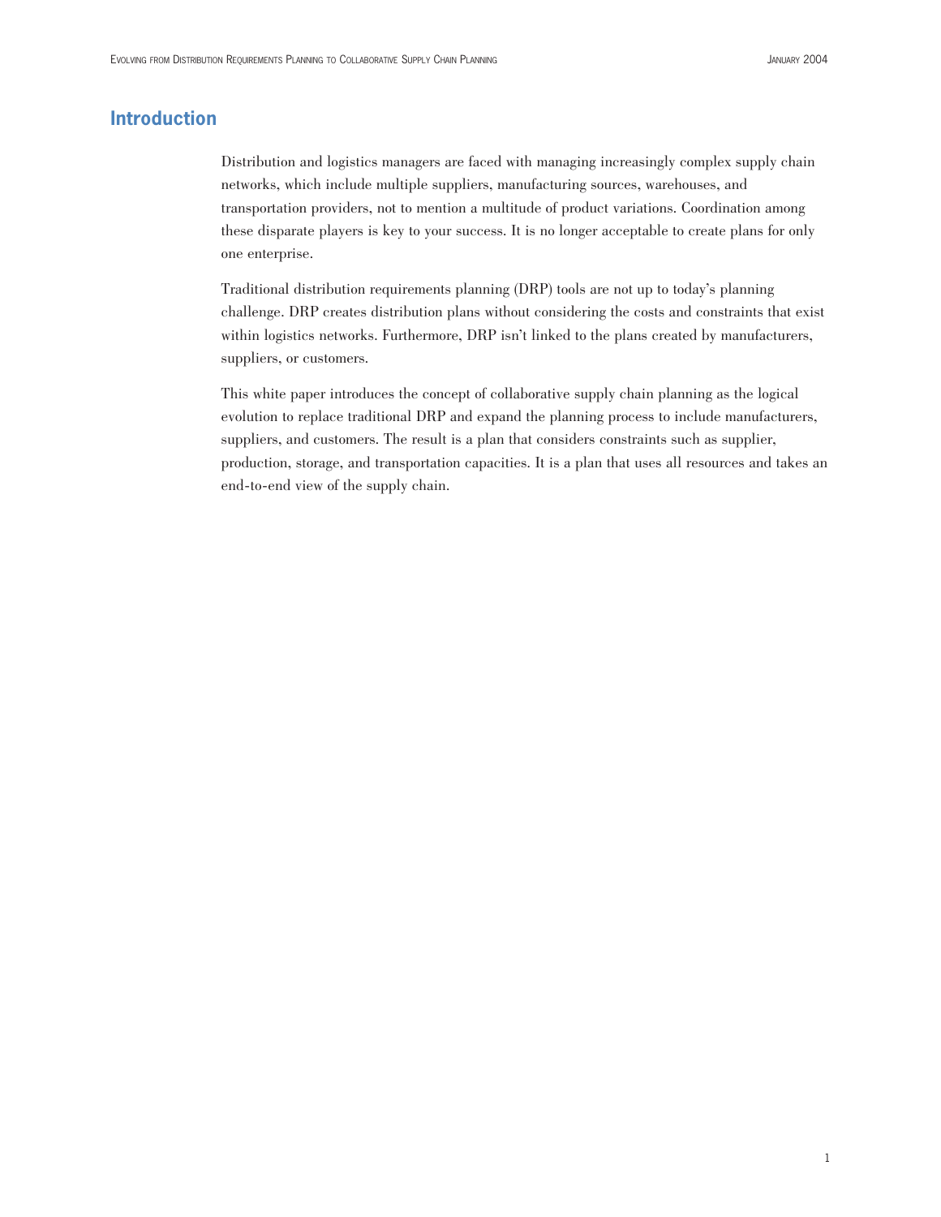## Introduction

Distribution and logistics managers are faced with managing increasingly complex supply chain networks, which include multiple suppliers, manufacturing sources, warehouses, and transportation providers, not to mention a multitude of product variations. Coordination among these disparate players is key to your success. It is no longer acceptable to create plans for only one enterprise.

Traditional distribution requirements planning (DRP) tools are not up to today's planning challenge. DRP creates distribution plans without considering the costs and constraints that exist within logistics networks. Furthermore, DRP isn't linked to the plans created by manufacturers, suppliers, or customers.

This white paper introduces the concept of collaborative supply chain planning as the logical evolution to replace traditional DRP and expand the planning process to include manufacturers, suppliers, and customers. The result is a plan that considers constraints such as supplier, production, storage, and transportation capacities. It is a plan that uses all resources and takes an end-to-end view of the supply chain.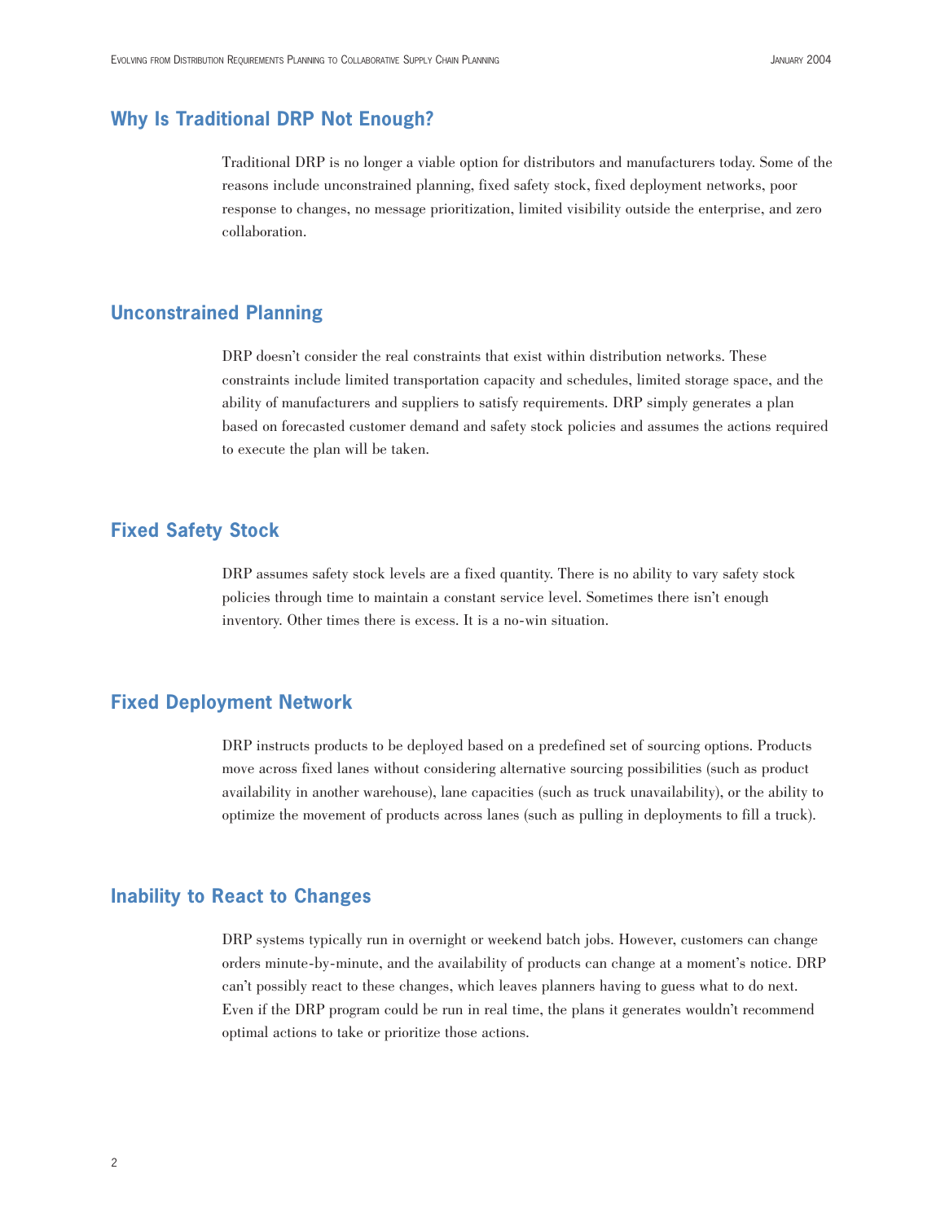## Why Is Traditional DRP Not Enough?

Traditional DRP is no longer a viable option for distributors and manufacturers today. Some of the reasons include unconstrained planning, fixed safety stock, fixed deployment networks, poor response to changes, no message prioritization, limited visibility outside the enterprise, and zero collaboration.

## Unconstrained Planning

DRP doesn't consider the real constraints that exist within distribution networks. These constraints include limited transportation capacity and schedules, limited storage space, and the ability of manufacturers and suppliers to satisfy requirements. DRP simply generates a plan based on forecasted customer demand and safety stock policies and assumes the actions required to execute the plan will be taken.

## Fixed Safety Stock

DRP assumes safety stock levels are a fixed quantity. There is no ability to vary safety stock policies through time to maintain a constant service level. Sometimes there isn't enough inventory. Other times there is excess. It is a no-win situation.

## Fixed Deployment Network

DRP instructs products to be deployed based on a predefined set of sourcing options. Products move across fixed lanes without considering alternative sourcing possibilities (such as product availability in another warehouse), lane capacities (such as truck unavailability), or the ability to optimize the movement of products across lanes (such as pulling in deployments to fill a truck).

## Inability to React to Changes

DRP systems typically run in overnight or weekend batch jobs. However, customers can change orders minute-by-minute, and the availability of products can change at a moment's notice. DRP can't possibly react to these changes, which leaves planners having to guess what to do next. Even if the DRP program could be run in real time, the plans it generates wouldn't recommend optimal actions to take or prioritize those actions.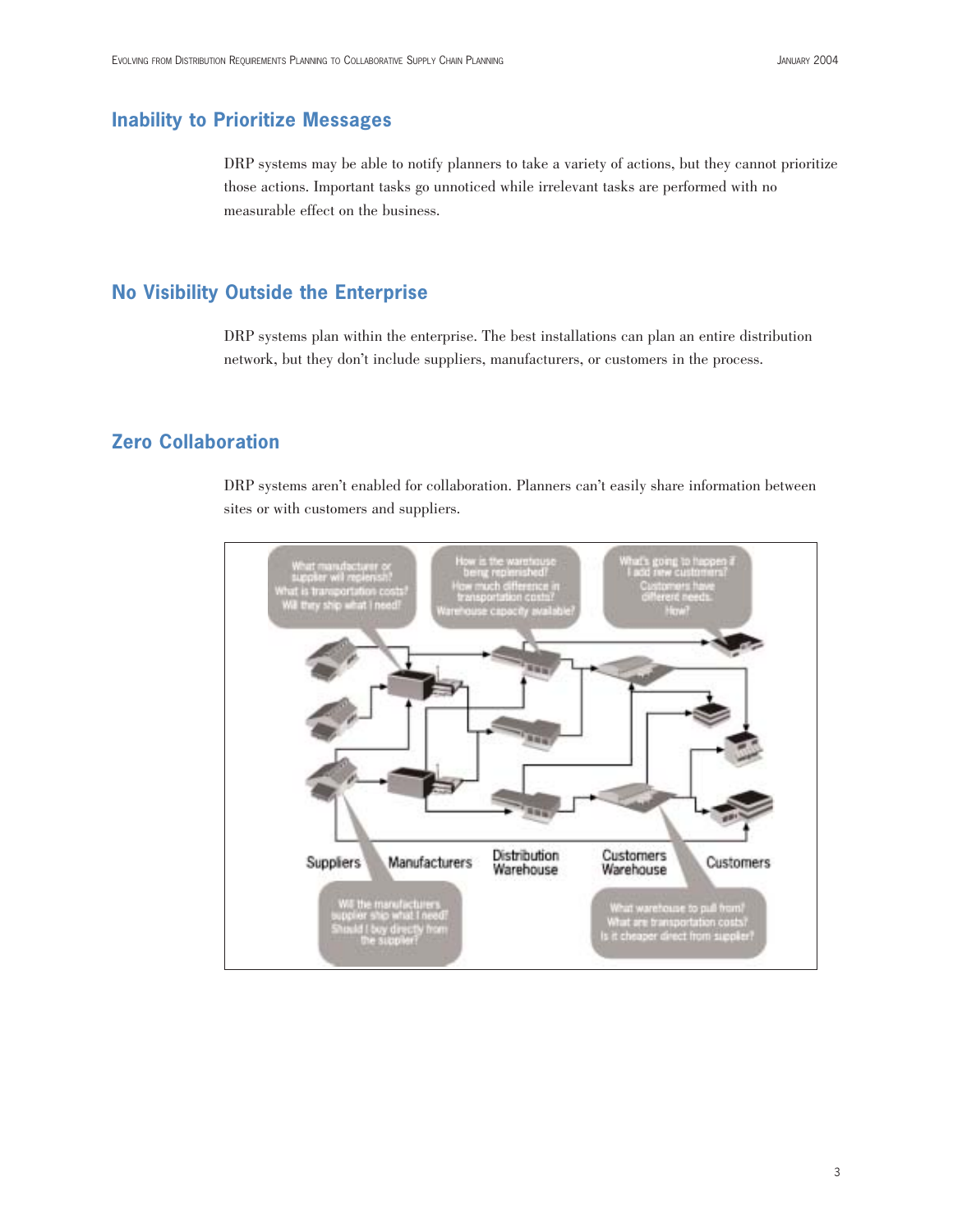## Inability to Prioritize Messages

DRP systems may be able to notify planners to take a variety of actions, but they cannot prioritize those actions. Important tasks go unnoticed while irrelevant tasks are performed with no measurable effect on the business.

## No Visibility Outside the Enterprise

DRP systems plan within the enterprise. The best installations can plan an entire distribution network, but they don't include suppliers, manufacturers, or customers in the process.

## Zero Collaboration

DRP systems aren't enabled for collaboration. Planners can't easily share information between sites or with customers and suppliers.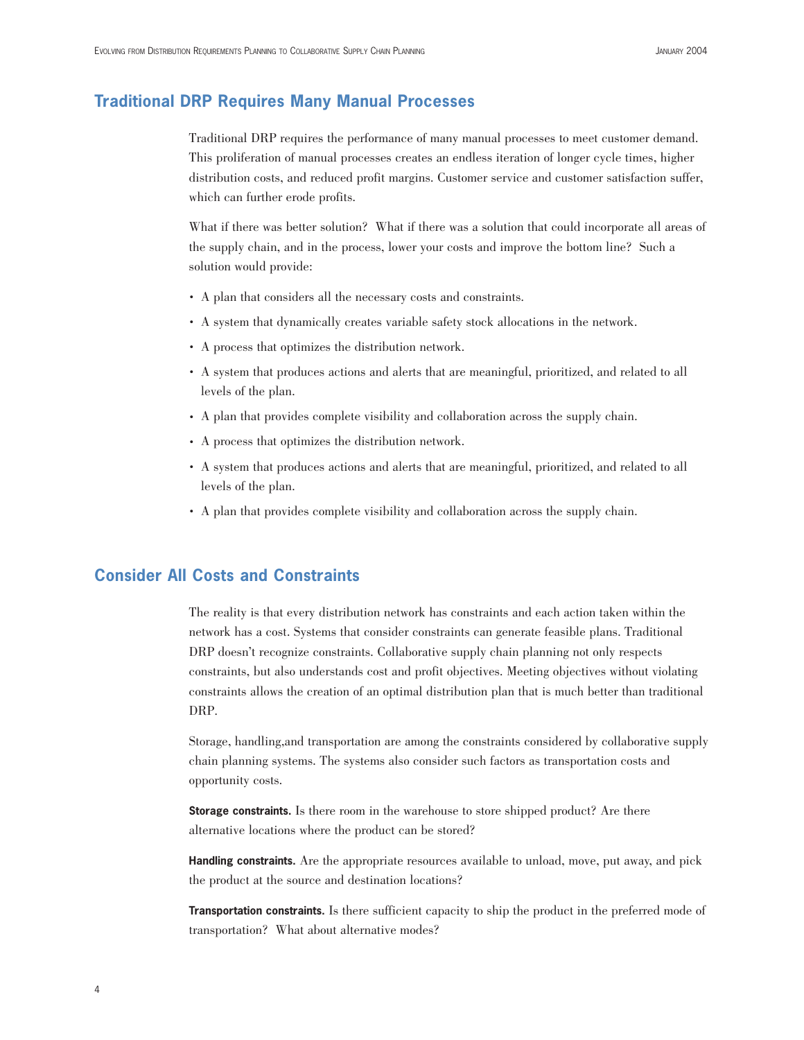## Traditional DRP Requires Many Manual Processes

Traditional DRP requires the performance of many manual processes to meet customer demand. This proliferation of manual processes creates an endless iteration of longer cycle times, higher distribution costs, and reduced profit margins. Customer service and customer satisfaction suffer, which can further erode profits.

What if there was better solution? What if there was a solution that could incorporate all areas of the supply chain, and in the process, lower your costs and improve the bottom line? Such a solution would provide:

- A plan that considers all the necessary costs and constraints.
- A system that dynamically creates variable safety stock allocations in the network.
- A process that optimizes the distribution network.
- A system that produces actions and alerts that are meaningful, prioritized, and related to all levels of the plan.
- A plan that provides complete visibility and collaboration across the supply chain.
- A process that optimizes the distribution network.
- A system that produces actions and alerts that are meaningful, prioritized, and related to all levels of the plan.
- A plan that provides complete visibility and collaboration across the supply chain.

## Consider All Costs and Constraints

The reality is that every distribution network has constraints and each action taken within the network has a cost. Systems that consider constraints can generate feasible plans. Traditional DRP doesn't recognize constraints. Collaborative supply chain planning not only respects constraints, but also understands cost and profit objectives. Meeting objectives without violating constraints allows the creation of an optimal distribution plan that is much better than traditional DRP.

Storage, handling,and transportation are among the constraints considered by collaborative supply chain planning systems. The systems also consider such factors as transportation costs and opportunity costs.

**Storage constraints.** Is there room in the warehouse to store shipped product? Are there alternative locations where the product can be stored?

**Handling constraints.** Are the appropriate resources available to unload, move, put away, and pick the product at the source and destination locations?

**Transportation constraints.** Is there sufficient capacity to ship the product in the preferred mode of transportation? What about alternative modes?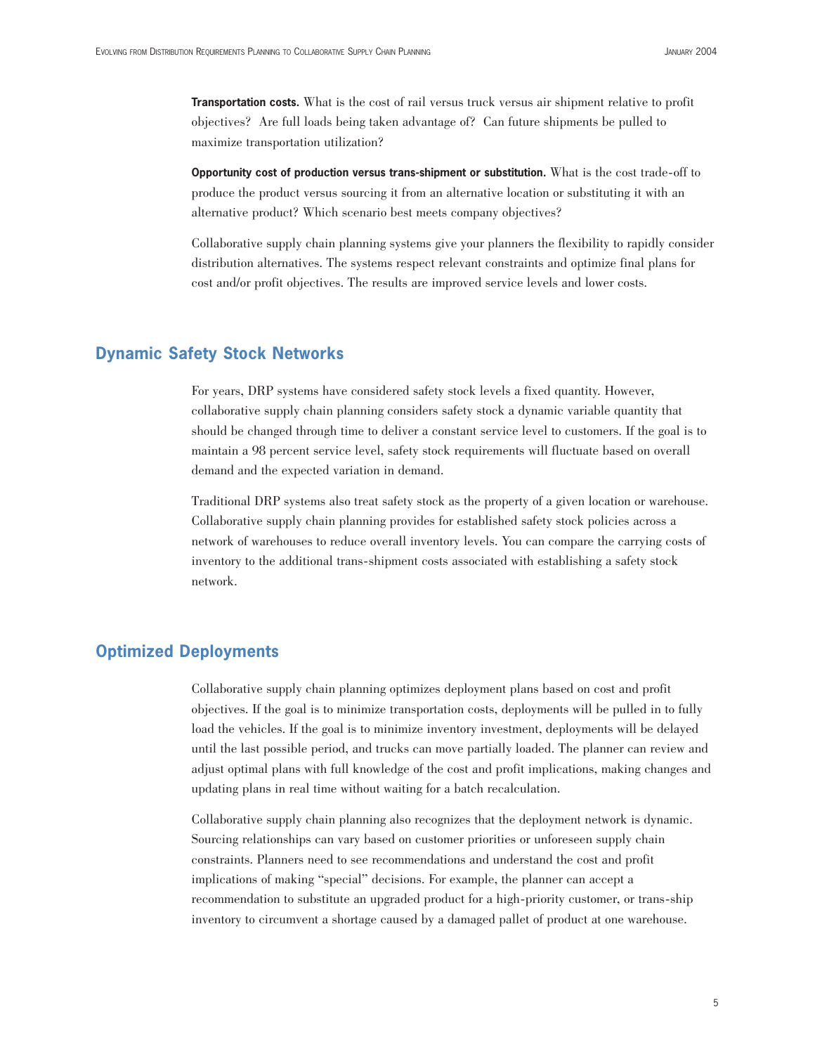**Transportation costs.** What is the cost of rail versus truck versus air shipment relative to profit objectives? Are full loads being taken advantage of? Can future shipments be pulled to maximize transportation utilization?

**Opportunity cost of production versus trans-shipment or substitution.** What is the cost trade-off to produce the product versus sourcing it from an alternative location or substituting it with an alternative product? Which scenario best meets company objectives?

Collaborative supply chain planning systems give your planners the flexibility to rapidly consider distribution alternatives. The systems respect relevant constraints and optimize final plans for cost and/or profit objectives. The results are improved service levels and lower costs.

## Dynamic Safety Stock Networks

For years, DRP systems have considered safety stock levels a fixed quantity. However, collaborative supply chain planning considers safety stock a dynamic variable quantity that should be changed through time to deliver a constant service level to customers. If the goal is to maintain a 98 percent service level, safety stock requirements will fluctuate based on overall demand and the expected variation in demand.

Traditional DRP systems also treat safety stock as the property of a given location or warehouse. Collaborative supply chain planning provides for established safety stock policies across a network of warehouses to reduce overall inventory levels. You can compare the carrying costs of inventory to the additional trans-shipment costs associated with establishing a safety stock network.

## Optimized Deployments

Collaborative supply chain planning optimizes deployment plans based on cost and profit objectives. If the goal is to minimize transportation costs, deployments will be pulled in to fully load the vehicles. If the goal is to minimize inventory investment, deployments will be delayed until the last possible period, and trucks can move partially loaded. The planner can review and adjust optimal plans with full knowledge of the cost and profit implications, making changes and updating plans in real time without waiting for a batch recalculation.

Collaborative supply chain planning also recognizes that the deployment network is dynamic. Sourcing relationships can vary based on customer priorities or unforeseen supply chain constraints. Planners need to see recommendations and understand the cost and profit implications of making "special" decisions. For example, the planner can accept a recommendation to substitute an upgraded product for a high-priority customer, or trans-ship inventory to circumvent a shortage caused by a damaged pallet of product at one warehouse.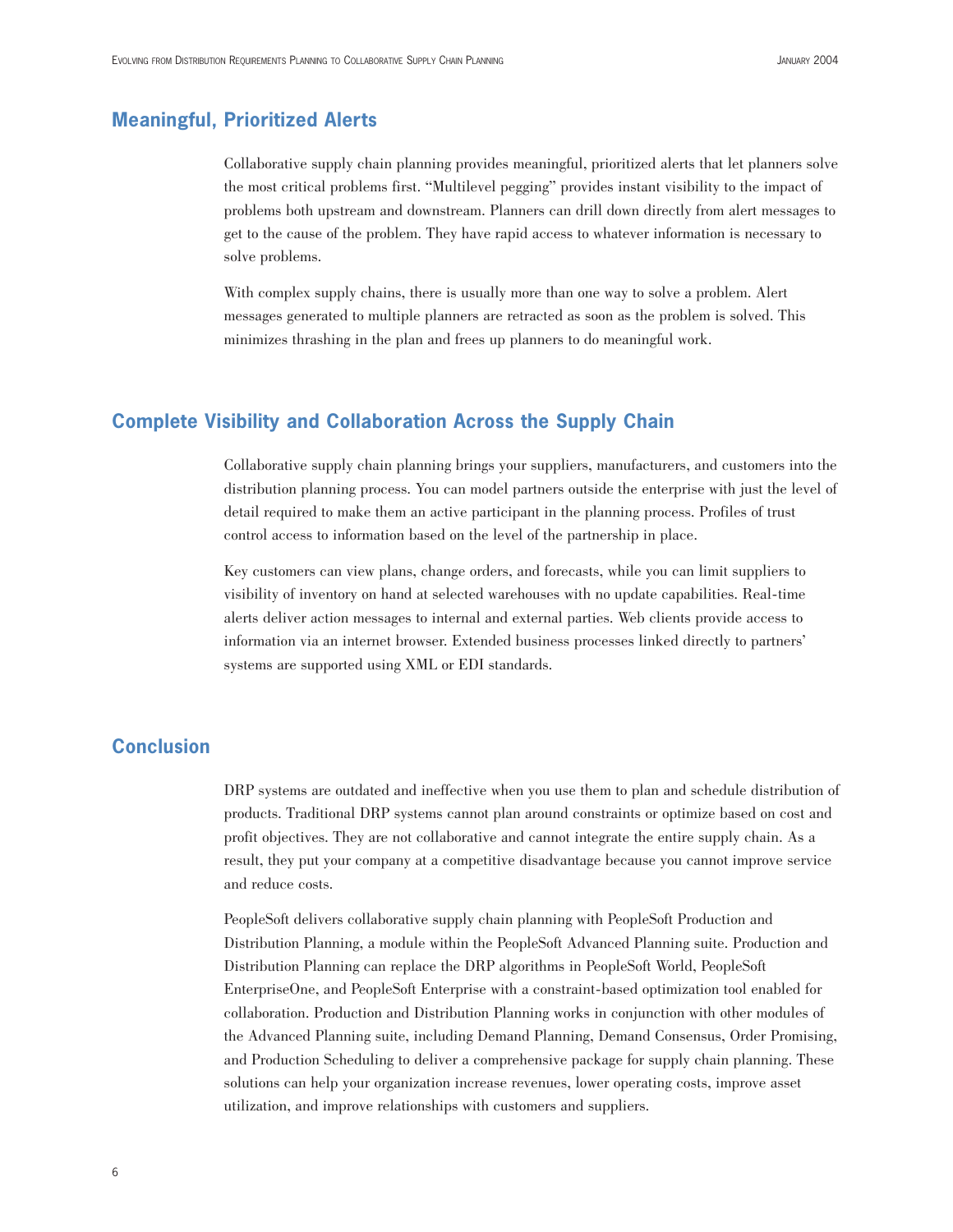## Meaningful, Prioritized Alerts

Collaborative supply chain planning provides meaningful, prioritized alerts that let planners solve the most critical problems first. "Multilevel pegging" provides instant visibility to the impact of problems both upstream and downstream. Planners can drill down directly from alert messages to get to the cause of the problem. They have rapid access to whatever information is necessary to solve problems.

With complex supply chains, there is usually more than one way to solve a problem. Alert messages generated to multiple planners are retracted as soon as the problem is solved. This minimizes thrashing in the plan and frees up planners to do meaningful work.

## Complete Visibility and Collaboration Across the Supply Chain

Collaborative supply chain planning brings your suppliers, manufacturers, and customers into the distribution planning process. You can model partners outside the enterprise with just the level of detail required to make them an active participant in the planning process. Profiles of trust control access to information based on the level of the partnership in place.

Key customers can view plans, change orders, and forecasts, while you can limit suppliers to visibility of inventory on hand at selected warehouses with no update capabilities. Real-time alerts deliver action messages to internal and external parties. Web clients provide access to information via an internet browser. Extended business processes linked directly to partners' systems are supported using XML or EDI standards.

## Conclusion

DRP systems are outdated and ineffective when you use them to plan and schedule distribution of products. Traditional DRP systems cannot plan around constraints or optimize based on cost and profit objectives. They are not collaborative and cannot integrate the entire supply chain. As a result, they put your company at a competitive disadvantage because you cannot improve service and reduce costs.

PeopleSoft delivers collaborative supply chain planning with PeopleSoft Production and Distribution Planning, a module within the PeopleSoft Advanced Planning suite. Production and Distribution Planning can replace the DRP algorithms in PeopleSoft World, PeopleSoft EnterpriseOne, and PeopleSoft Enterprise with a constraint-based optimization tool enabled for collaboration. Production and Distribution Planning works in conjunction with other modules of the Advanced Planning suite, including Demand Planning, Demand Consensus, Order Promising, and Production Scheduling to deliver a comprehensive package for supply chain planning. These solutions can help your organization increase revenues, lower operating costs, improve asset utilization, and improve relationships with customers and suppliers.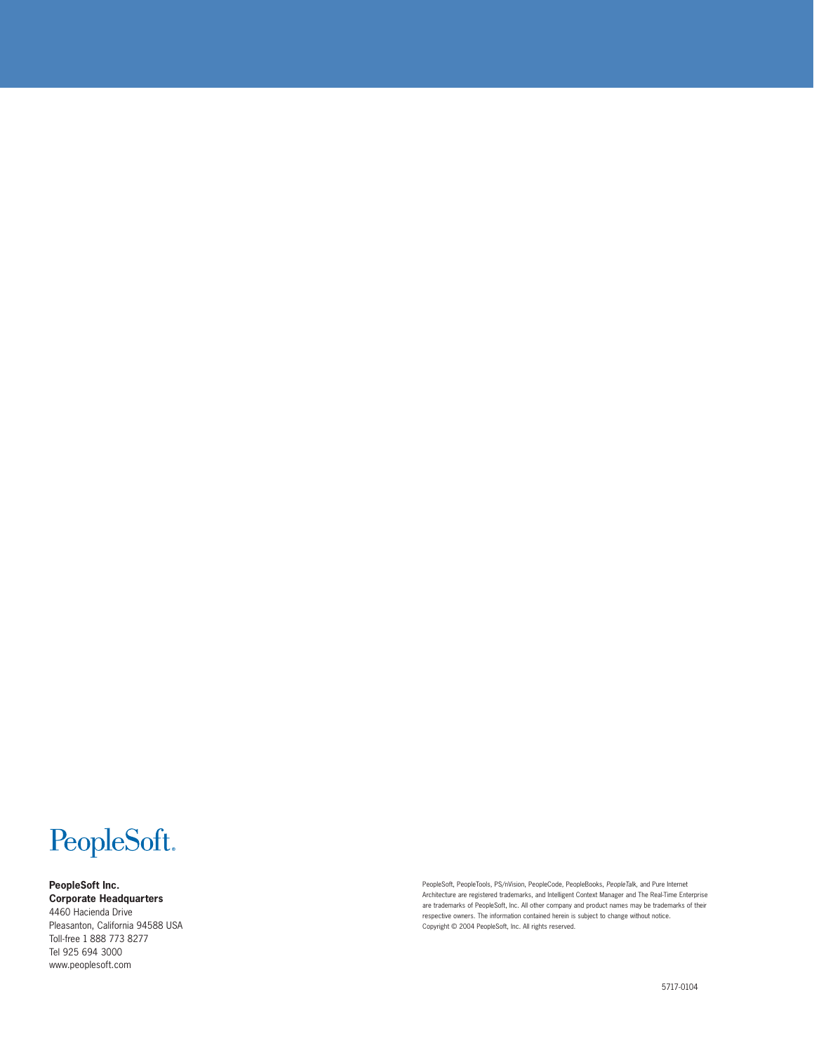PeopleSoft.

**PeopleSoft Inc.**
**Corporate Headquarters**
4460 Hacienda Drive
Pleasanton, California 94588 USA
Toll-free 1 888 773 8277
Tel 925 694 3000
www.peoplesoft.com

PeopleSoft, PeopleTools, PS/nVision, PeopleCode, PeopleBooks, *PeopleTalk*, and Pure Internet Architecture are registered trademarks, and Intelligent Context Manager and The Real-Time Enterprise are trademarks of PeopleSoft, Inc. All other company and product names may be trademarks of their respective owners. The information contained herein is subject to change without notice.
Copyright © 2004 PeopleSoft, Inc. All rights reserved.

5717-0104